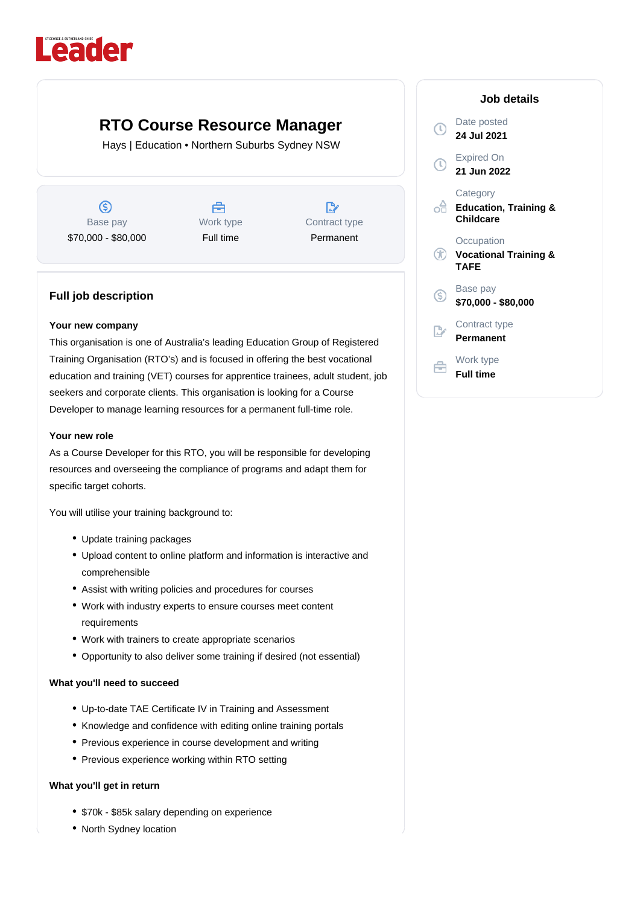# RTO Course Resource Manager

Hays | Education • Northern Suburbs Sydney NSW

| Base pay | Work type | Contract type |
|---|---|---|
| $70,000 - $80,000 | Full time | Permanent |

## Job details

Date posted
**24 Jul 2021**

Expired On
**21 Jun 2022**

Category
**Education, Training & Childcare**

Occupation
**Vocational Training & TAFE**

Base pay
**$70,000 - $80,000**

Contract type
**Permanent**

Work type
**Full time**

## Full job description

**Your new company**

This organisation is one of Australia's leading Education Group of Registered Training Organisation (RTO's) and is focused in offering the best vocational education and training (VET) courses for apprentice trainees, adult student, job seekers and corporate clients. This organisation is looking for a Course Developer to manage learning resources for a permanent full-time role.

**Your new role**

As a Course Developer for this RTO, you will be responsible for developing resources and overseeing the compliance of programs and adapt them for specific target cohorts.

You will utilise your training background to:

- Update training packages
- Upload content to online platform and information is interactive and comprehensible
- Assist with writing policies and procedures for courses
- Work with industry experts to ensure courses meet content requirements
- Work with trainers to create appropriate scenarios
- Opportunity to also deliver some training if desired (not essential)

**What you'll need to succeed**

- Up-to-date TAE Certificate IV in Training and Assessment
- Knowledge and confidence with editing online training portals
- Previous experience in course development and writing
- Previous experience working within RTO setting

**What you'll get in return**

- $70k - $85k salary depending on experience
- North Sydney location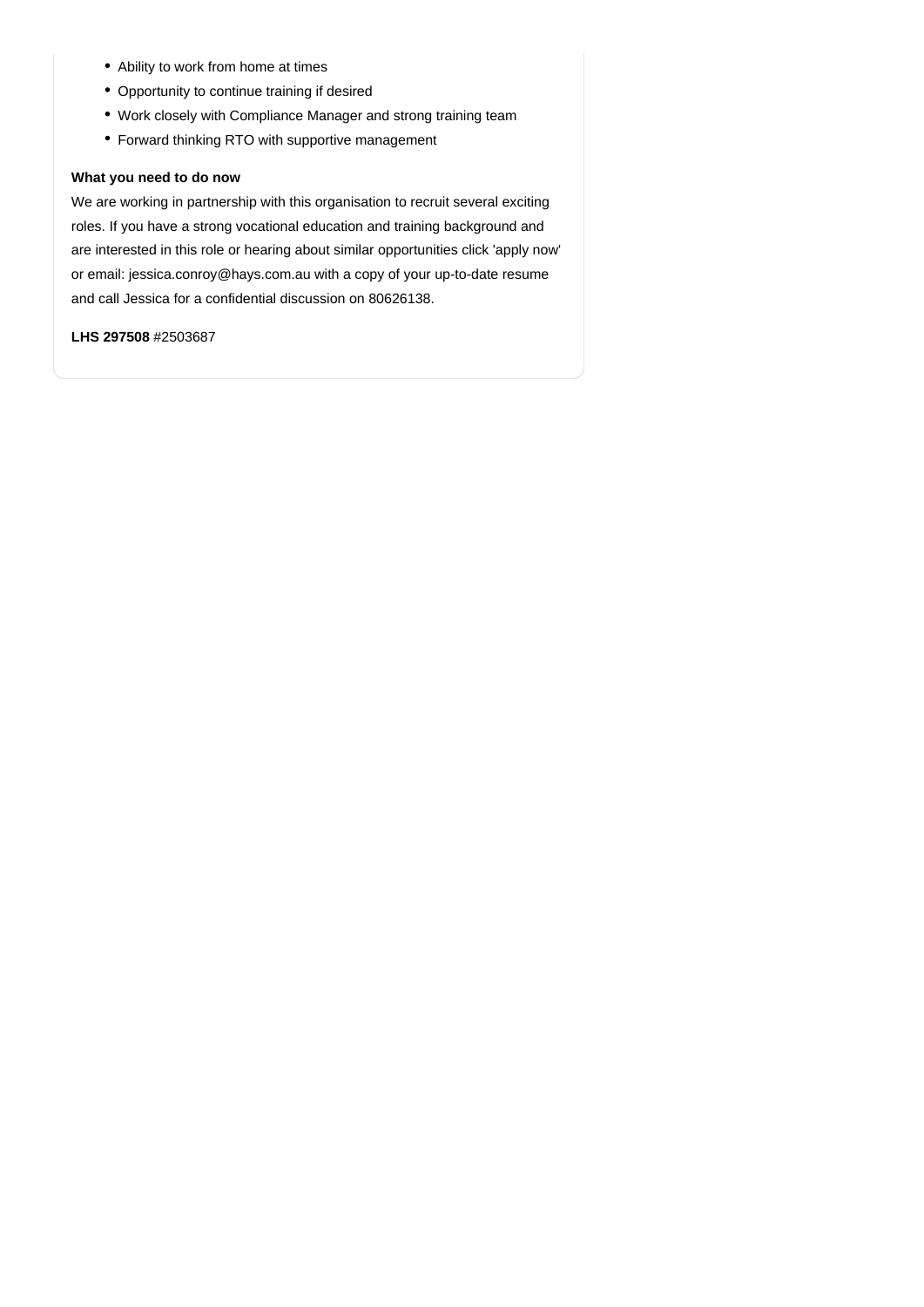- Ability to work from home at times
- Opportunity to continue training if desired
- Work closely with Compliance Manager and strong training team
- Forward thinking RTO with supportive management

**What you need to do now**

We are working in partnership with this organisation to recruit several exciting roles. If you have a strong vocational education and training background and are interested in this role or hearing about similar opportunities click 'apply now' or email: jessica.conroy@hays.com.au with a copy of your up-to-date resume and call Jessica for a confidential discussion on 80626138.

**LHS 297508** #2503687